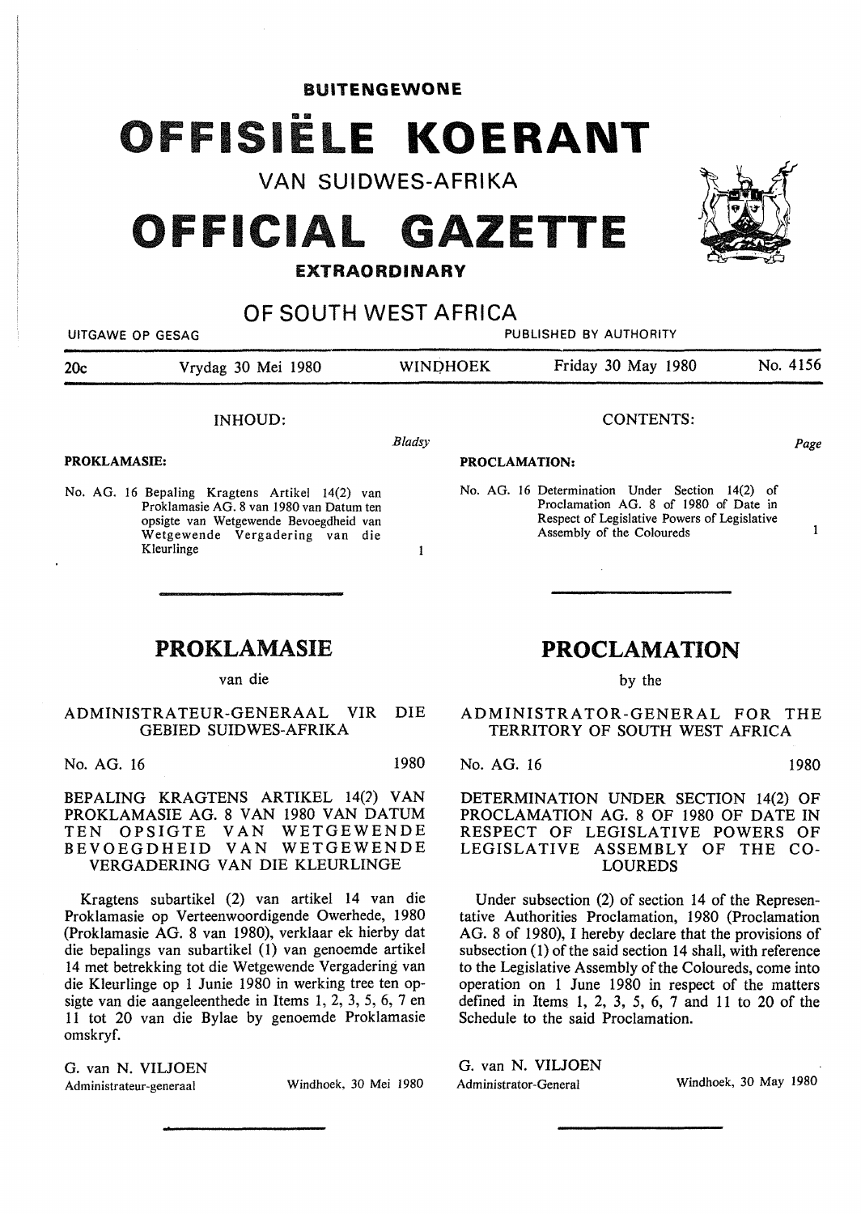BUITENGEWONE

# OFFISIËLE KOERANT

VAN SUIDWES-AFRIKA

# OFFICIAL GAZETTE

**EXTRAORDINARY**

OF SOUTH WEST AFRICA

UITGAWE OP GESAG — PUBLISHED BY AUTHORITY

| 20c | Vrydag 30 Mei 1980 | WINDHOEK | Friday 30 May 1980 | No. 4156 |
|---|---|---|---|---|

INHOUD:

*Bladsy*

**PROKLAMASIE:**

No. AG. 16 Bepaling Kragtens Artikel 14(2) van Proklamasie AG. 8 van 1980 van Datum ten opsigte van Wetgewende Bevoegdheid van Wetgewende Vergadering van die Kleurlinge ... 1

CONTENTS:

*Page*

**PROCLAMATION:**

No. AG. 16 Determination Under Section 14(2) of Proclamation AG. 8 of 1980 of Date in Respect of Legislative Powers of Legislative Assembly of the Coloureds ... 1

## PROKLAMASIE

van die

ADMINISTRATEUR-GENERAAL VIR DIE GEBIED SUIDWES-AFRIKA

No. AG. 16 — 1980

BEPALING KRAGTENS ARTIKEL 14(2) VAN PROKLAMASIE AG. 8 VAN 1980 VAN DATUM TEN OPSIGTE VAN WETGEWENDE BEVOEGDHEID VAN WETGEWENDE VERGADERING VAN DIE KLEURLINGE

Kragtens subartikel (2) van artikel 14 van die Proklamasie op Verteenwoordigende Owerhede, 1980 (Proklamasie AG. 8 van 1980), verklaar ek hierby dat die bepalings van subartikel (1) van genoemde artikel 14 met betrekking tot die Wetgewende Vergadering van die Kleurlinge op 1 Junie 1980 in werking tree ten opsigte van die aangeleenthede in Items 1, 2, 3, 5, 6, 7 en 11 tot 20 van die Bylae by genoemde Proklamasie omskryf.

G. van N. VILJOEN
Administrateur-generaal

Windhoek, 30 Mei 1980

## PROCLAMATION

by the

ADMINISTRATOR-GENERAL FOR THE TERRITORY OF SOUTH WEST AFRICA

No. AG. 16 — 1980

DETERMINATION UNDER SECTION 14(2) OF PROCLAMATION AG. 8 OF 1980 OF DATE IN RESPECT OF LEGISLATIVE POWERS OF LEGISLATIVE ASSEMBLY OF THE COLOUREDS

Under subsection (2) of section 14 of the Representative Authorities Proclamation, 1980 (Proclamation AG. 8 of 1980), I hereby declare that the provisions of subsection (1) of the said section 14 shall, with reference to the Legislative Assembly of the Coloureds, come into operation on 1 June 1980 in respect of the matters defined in Items 1, 2, 3, 5, 6, 7 and 11 to 20 of the Schedule to the said Proclamation.

G. van N. VILJOEN
Administrator-General

Windhoek, 30 May 1980